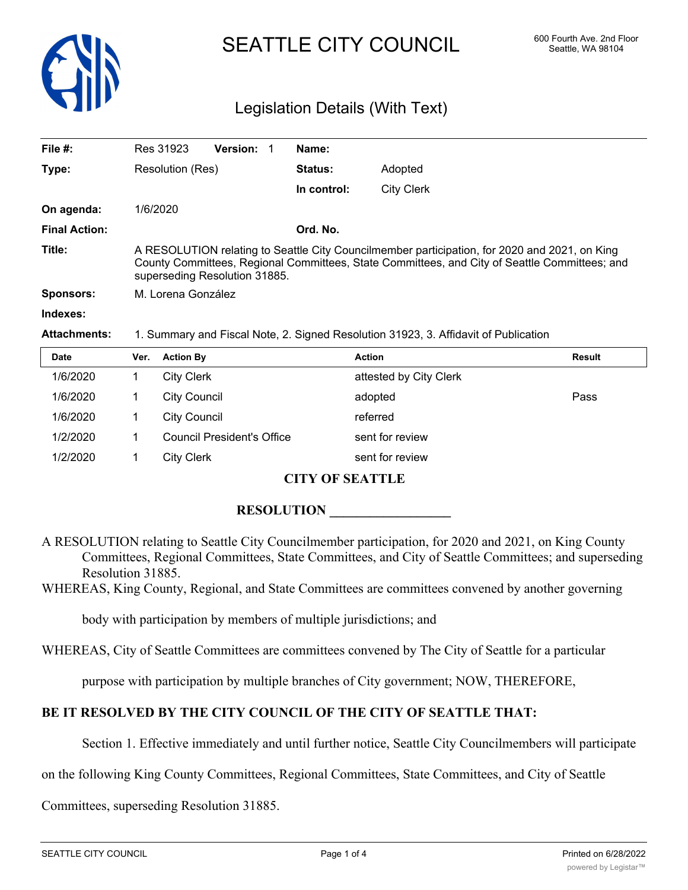# SEATTLE CITY COUNCIL

600 Fourth Ave. 2nd Floor
Seattle, WA 98104

## Legislation Details (With Text)

| | | | |
|---|---|---|---|
| **File #:** | Res 31923 **Version:** 1 | **Name:** | |
| **Type:** | Resolution (Res) | **Status:** | Adopted |
| | | **In control:** | City Clerk |
| **On agenda:** | 1/6/2020 | | |
| **Final Action:** | | **Ord. No.** | |
| **Title:** | A RESOLUTION relating to Seattle City Councilmember participation, for 2020 and 2021, on King County Committees, Regional Committees, State Committees, and City of Seattle Committees; and superseding Resolution 31885. | | |
| **Sponsors:** | M. Lorena González | | |
| **Indexes:** | | | |
| **Attachments:** | 1. Summary and Fiscal Note, 2. Signed Resolution 31923, 3. Affidavit of Publication | | |

| Date | Ver. | Action By | Action | Result |
|---|---|---|---|---|
| 1/6/2020 | 1 | City Clerk | attested by City Clerk | |
| 1/6/2020 | 1 | City Council | adopted | Pass |
| 1/6/2020 | 1 | City Council | referred | |
| 1/2/2020 | 1 | Council President's Office | sent for review | |
| 1/2/2020 | 1 | City Clerk | sent for review | |

**CITY OF SEATTLE**

**RESOLUTION \_\_\_\_\_\_\_\_\_\_\_\_\_\_\_\_\_\_**

A RESOLUTION relating to Seattle City Councilmember participation, for 2020 and 2021, on King County Committees, Regional Committees, State Committees, and City of Seattle Committees; and superseding Resolution 31885.

WHEREAS, King County, Regional, and State Committees are committees convened by another governing body with participation by members of multiple jurisdictions; and

WHEREAS, City of Seattle Committees are committees convened by The City of Seattle for a particular purpose with participation by multiple branches of City government; NOW, THEREFORE,

**BE IT RESOLVED BY THE CITY COUNCIL OF THE CITY OF SEATTLE THAT:**

Section 1. Effective immediately and until further notice, Seattle City Councilmembers will participate on the following King County Committees, Regional Committees, State Committees, and City of Seattle Committees, superseding Resolution 31885.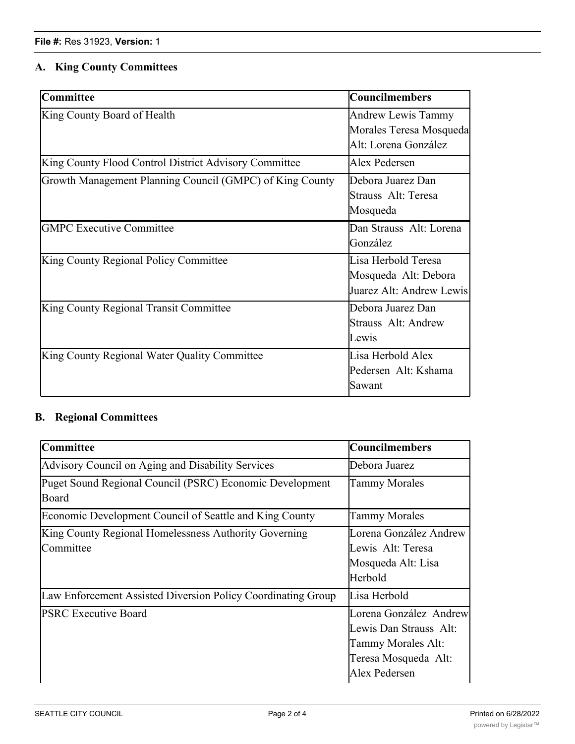## A. King County Committees

| Committee | Councilmembers |
| --- | --- |
| King County Board of Health | Andrew Lewis Tammy Morales Teresa Mosqueda Alt: Lorena González |
| King County Flood Control District Advisory Committee | Alex Pedersen |
| Growth Management Planning Council (GMPC) of King County | Debora Juarez Dan Strauss Alt: Teresa Mosqueda |
| GMPC Executive Committee | Dan Strauss Alt: Lorena González |
| King County Regional Policy Committee | Lisa Herbold Teresa Mosqueda Alt: Debora Juarez Alt: Andrew Lewis |
| King County Regional Transit Committee | Debora Juarez Dan Strauss Alt: Andrew Lewis |
| King County Regional Water Quality Committee | Lisa Herbold Alex Pedersen Alt: Kshama Sawant |

## B. Regional Committees

| Committee | Councilmembers |
| --- | --- |
| Advisory Council on Aging and Disability Services | Debora Juarez |
| Puget Sound Regional Council (PSRC) Economic Development Board | Tammy Morales |
| Economic Development Council of Seattle and King County | Tammy Morales |
| King County Regional Homelessness Authority Governing Committee | Lorena González Andrew Lewis Alt: Teresa Mosqueda Alt: Lisa Herbold |
| Law Enforcement Assisted Diversion Policy Coordinating Group | Lisa Herbold |
| PSRC Executive Board | Lorena González Andrew Lewis Dan Strauss Alt: Tammy Morales Alt: Teresa Mosqueda Alt: Alex Pedersen |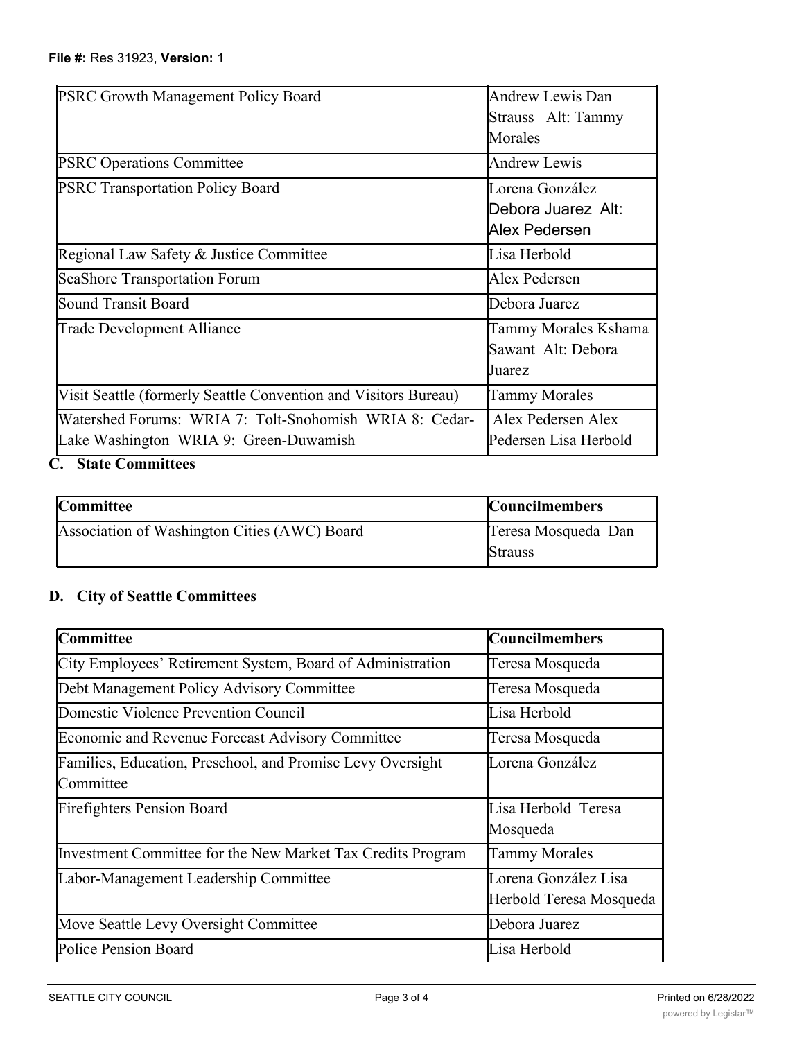| | |
|---|---|
| PSRC Growth Management Policy Board | Andrew Lewis Dan Strauss Alt: Tammy Morales |
| PSRC Operations Committee | Andrew Lewis |
| PSRC Transportation Policy Board | Lorena González Debora Juarez Alt: Alex Pedersen |
| Regional Law Safety & Justice Committee | Lisa Herbold |
| SeaShore Transportation Forum | Alex Pedersen |
| Sound Transit Board | Debora Juarez |
| Trade Development Alliance | Tammy Morales Kshama Sawant Alt: Debora Juarez |
| Visit Seattle (formerly Seattle Convention and Visitors Bureau) | Tammy Morales |
| Watershed Forums: WRIA 7: Tolt-Snohomish WRIA 8: Cedar-Lake Washington WRIA 9: Green-Duwamish | Alex Pedersen Alex Pedersen Lisa Herbold |

## C. State Committees

| Committee | Councilmembers |
|---|---|
| Association of Washington Cities (AWC) Board | Teresa Mosqueda Dan Strauss |

## D. City of Seattle Committees

| Committee | Councilmembers |
|---|---|
| City Employees' Retirement System, Board of Administration | Teresa Mosqueda |
| Debt Management Policy Advisory Committee | Teresa Mosqueda |
| Domestic Violence Prevention Council | Lisa Herbold |
| Economic and Revenue Forecast Advisory Committee | Teresa Mosqueda |
| Families, Education, Preschool, and Promise Levy Oversight Committee | Lorena González |
| Firefighters Pension Board | Lisa Herbold Teresa Mosqueda |
| Investment Committee for the New Market Tax Credits Program | Tammy Morales |
| Labor-Management Leadership Committee | Lorena González Lisa Herbold Teresa Mosqueda |
| Move Seattle Levy Oversight Committee | Debora Juarez |
| Police Pension Board | Lisa Herbold |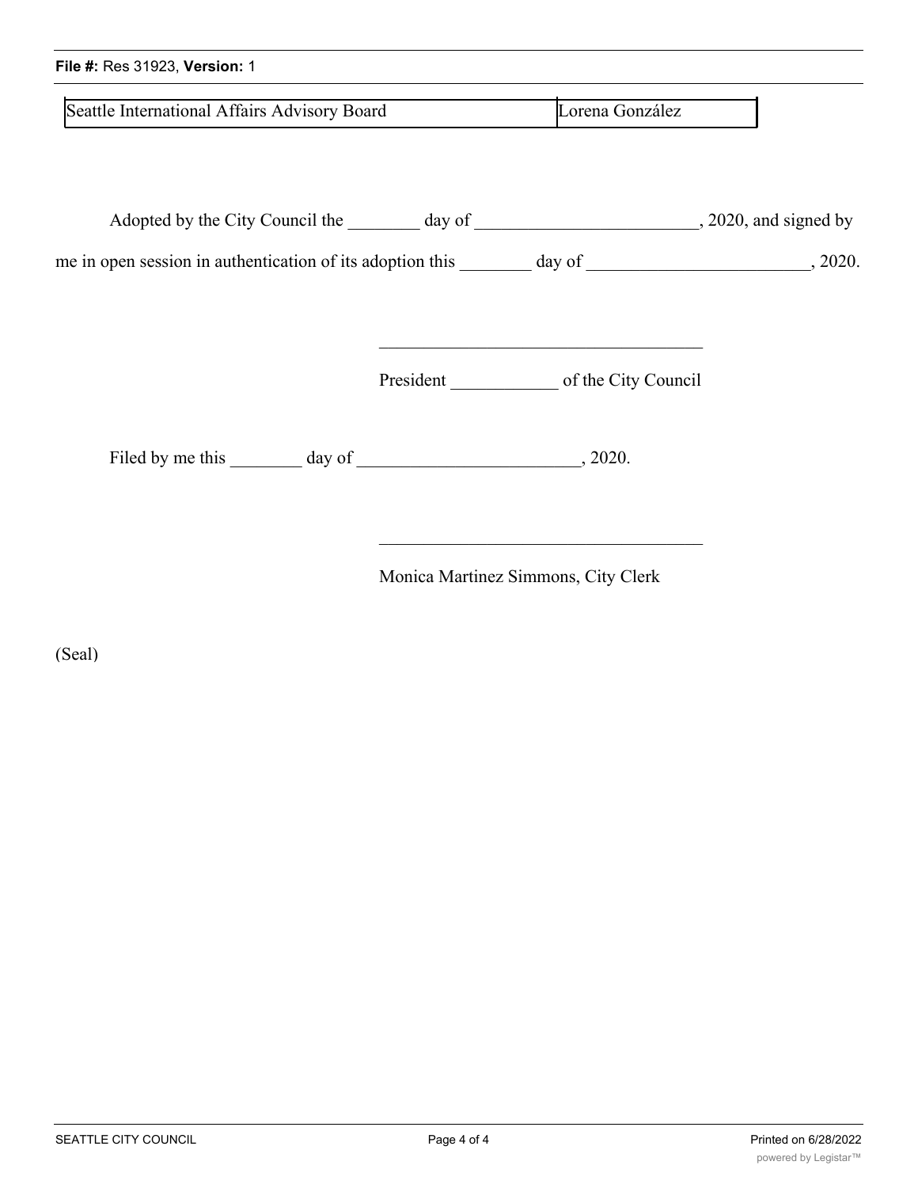| | |
|---|---|
| Seattle International Affairs Advisory Board | Lorena González |

Adopted by the City Council the ________ day of ________________________, 2020, and signed by me in open session in authentication of its adoption this ________ day of ________________________, 2020.

____________________________________

President ____________ of the City Council

Filed by me this ________ day of ________________________, 2020.

____________________________________

Monica Martinez Simmons, City Clerk

(Seal)